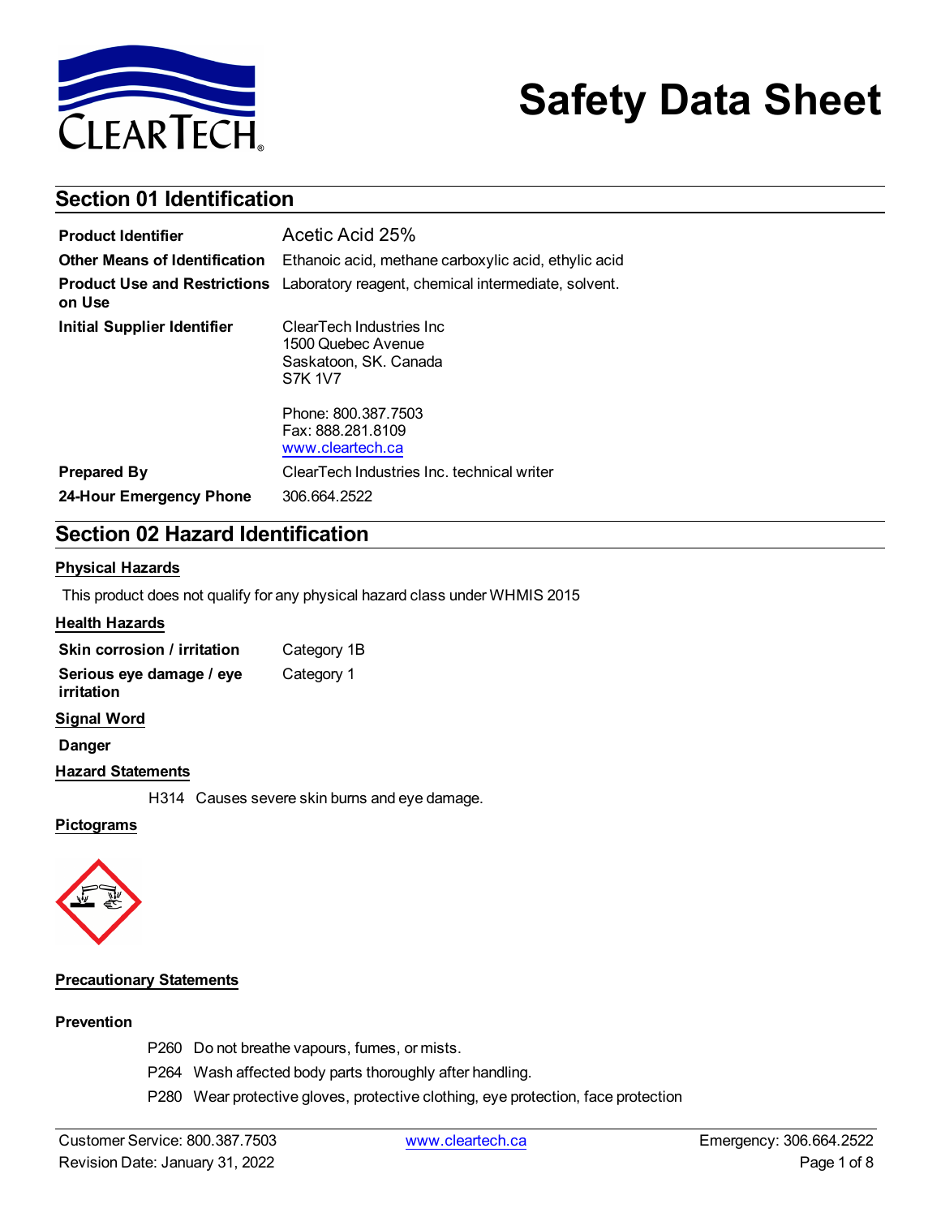# Safety Data Sheet

## Section 01 Identification

| | |
|---|---|
| **Product Identifier** | Acetic Acid 25% |
| **Other Means of Identification** | Ethanoic acid, methane carboxylic acid, ethylic acid |
| **Product Use and Restrictions on Use** | Laboratory reagent, chemical intermediate, solvent. |
| **Initial Supplier Identifier** | ClearTech Industries Inc<br>1500 Quebec Avenue<br>Saskatoon, SK. Canada<br>S7K 1V7<br><br>Phone: 800.387.7503<br>Fax: 888.281.8109<br>www.cleartech.ca |
| **Prepared By** | ClearTech Industries Inc. technical writer |
| **24-Hour Emergency Phone** | 306.664.2522 |

## Section 02 Hazard Identification

**Physical Hazards**

This product does not qualify for any physical hazard class under WHMIS 2015

**Health Hazards**

| | |
|---|---|
| **Skin corrosion / irritation** | Category 1B |
| **Serious eye damage / eye irritation** | Category 1 |

**Signal Word**

**Danger**

**Hazard Statements**

H314 Causes severe skin burns and eye damage.

**Pictograms**

**Precautionary Statements**

**Prevention**

P260 Do not breathe vapours, fumes, or mists.

P264 Wash affected body parts thoroughly after handling.

P280 Wear protective gloves, protective clothing, eye protection, face protection

Customer Service: 800.387.7503 | www.cleartech.ca | Emergency: 306.664.2522

Revision Date: January 31, 2022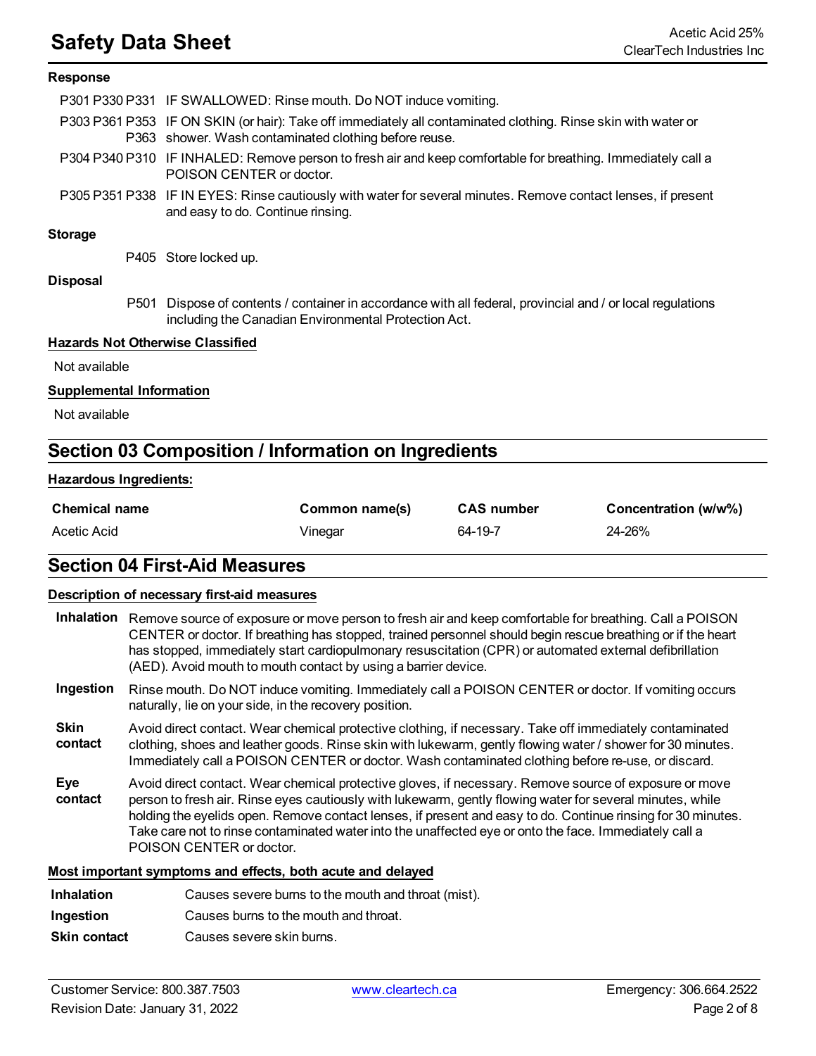#### Response

| | |
|---|---|
| P301 P330 P331 | IF SWALLOWED: Rinse mouth. Do NOT induce vomiting. |
| P303 P361 P353 P363 | IF ON SKIN (or hair): Take off immediately all contaminated clothing. Rinse skin with water or shower. Wash contaminated clothing before reuse. |
| P304 P340 P310 | IF INHALED: Remove person to fresh air and keep comfortable for breathing. Immediately call a POISON CENTER or doctor. |
| P305 P351 P338 | IF IN EYES: Rinse cautiously with water for several minutes. Remove contact lenses, if present and easy to do. Continue rinsing. |

#### Storage

| | |
|---|---|
| P405 | Store locked up. |

#### Disposal

| | |
|---|---|
| P501 | Dispose of contents / container in accordance with all federal, provincial and / or local regulations including the Canadian Environmental Protection Act. |

#### Hazards Not Otherwise Classified

Not available

#### Supplemental Information

Not available

## Section 03 Composition / Information on Ingredients

#### Hazardous Ingredients:

| Chemical name | Common name(s) | CAS number | Concentration (w/w%) |
|---|---|---|---|
| Acetic Acid | Vinegar | 64-19-7 | 24-26% |

## Section 04 First-Aid Measures

#### Description of necessary first-aid measures

**Inhalation** Remove source of exposure or move person to fresh air and keep comfortable for breathing. Call a POISON CENTER or doctor. If breathing has stopped, trained personnel should begin rescue breathing or if the heart has stopped, immediately start cardiopulmonary resuscitation (CPR) or automated external defibrillation (AED). Avoid mouth to mouth contact by using a barrier device.

**Ingestion** Rinse mouth. Do NOT induce vomiting. Immediately call a POISON CENTER or doctor. If vomiting occurs naturally, lie on your side, in the recovery position.

**Skin contact** Avoid direct contact. Wear chemical protective clothing, if necessary. Take off immediately contaminated clothing, shoes and leather goods. Rinse skin with lukewarm, gently flowing water / shower for 30 minutes. Immediately call a POISON CENTER or doctor. Wash contaminated clothing before re-use, or discard.

**Eye contact** Avoid direct contact. Wear chemical protective gloves, if necessary. Remove source of exposure or move person to fresh air. Rinse eyes cautiously with lukewarm, gently flowing water for several minutes, while holding the eyelids open. Remove contact lenses, if present and easy to do. Continue rinsing for 30 minutes. Take care not to rinse contaminated water into the unaffected eye or onto the face. Immediately call a POISON CENTER or doctor.

#### Most important symptoms and effects, both acute and delayed

| | |
|---|---|
| **Inhalation** | Causes severe burns to the mouth and throat (mist). |
| **Ingestion** | Causes burns to the mouth and throat. |
| **Skin contact** | Causes severe skin burns. |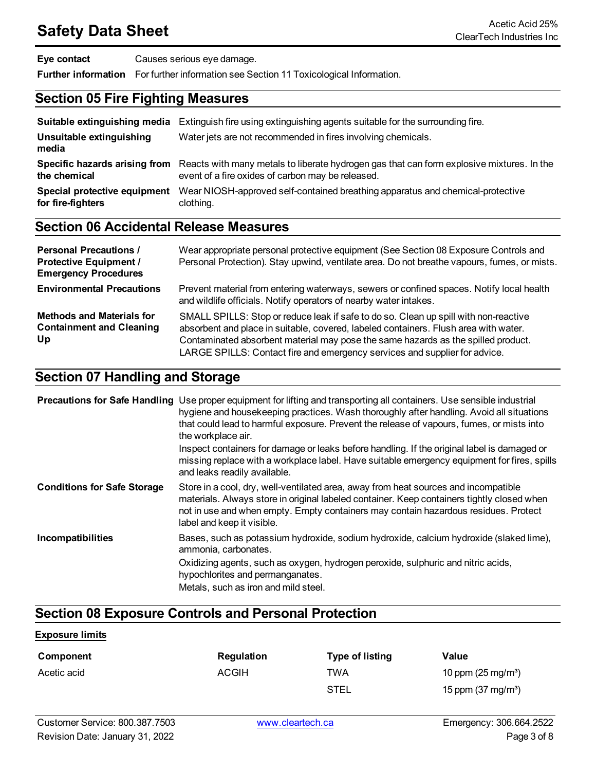| | |
|---|---|
| **Eye contact** | Causes serious eye damage. |
| **Further information** | For further information see Section 11 Toxicological Information. |

## Section 05 Fire Fighting Measures

| | |
|---|---|
| **Suitable extinguishing media** | Extinguish fire using extinguishing agents suitable for the surrounding fire. |
| **Unsuitable extinguishing media** | Water jets are not recommended in fires involving chemicals. |
| **Specific hazards arising from the chemical** | Reacts with many metals to liberate hydrogen gas that can form explosive mixtures. In the event of a fire oxides of carbon may be released. |
| **Special protective equipment for fire-fighters** | Wear NIOSH-approved self-contained breathing apparatus and chemical-protective clothing. |

## Section 06 Accidental Release Measures

| | |
|---|---|
| **Personal Precautions / Protective Equipment / Emergency Procedures** | Wear appropriate personal protective equipment (See Section 08 Exposure Controls and Personal Protection). Stay upwind, ventilate area. Do not breathe vapours, fumes, or mists. |
| **Environmental Precautions** | Prevent material from entering waterways, sewers or confined spaces. Notify local health and wildlife officials. Notify operators of nearby water intakes. |
| **Methods and Materials for Containment and Cleaning Up** | SMALL SPILLS: Stop or reduce leak if safe to do so. Clean up spill with non-reactive absorbent and place in suitable, covered, labeled containers. Flush area with water. Contaminated absorbent material may pose the same hazards as the spilled product. LARGE SPILLS: Contact fire and emergency services and supplier for advice. |

## Section 07 Handling and Storage

| | |
|---|---|
| **Precautions for Safe Handling** | Use proper equipment for lifting and transporting all containers. Use sensible industrial hygiene and housekeeping practices. Wash thoroughly after handling. Avoid all situations that could lead to harmful exposure. Prevent the release of vapours, fumes, or mists into the workplace air.<br>Inspect containers for damage or leaks before handling. If the original label is damaged or missing replace with a workplace label. Have suitable emergency equipment for fires, spills and leaks readily available. |
| **Conditions for Safe Storage** | Store in a cool, dry, well-ventilated area, away from heat sources and incompatible materials. Always store in original labeled container. Keep containers tightly closed when not in use and when empty. Empty containers may contain hazardous residues. Protect label and keep it visible. |
| **Incompatibilities** | Bases, such as potassium hydroxide, sodium hydroxide, calcium hydroxide (slaked lime), ammonia, carbonates.<br>Oxidizing agents, such as oxygen, hydrogen peroxide, sulphuric and nitric acids, hypochlorites and permanganates.<br>Metals, such as iron and mild steel. |

## Section 08 Exposure Controls and Personal Protection

**Exposure limits**

| Component | Regulation | Type of listing | Value |
|---|---|---|---|
| Acetic acid | ACGIH | TWA | 10 ppm (25 mg/m³) |
| | | STEL | 15 ppm (37 mg/m³) |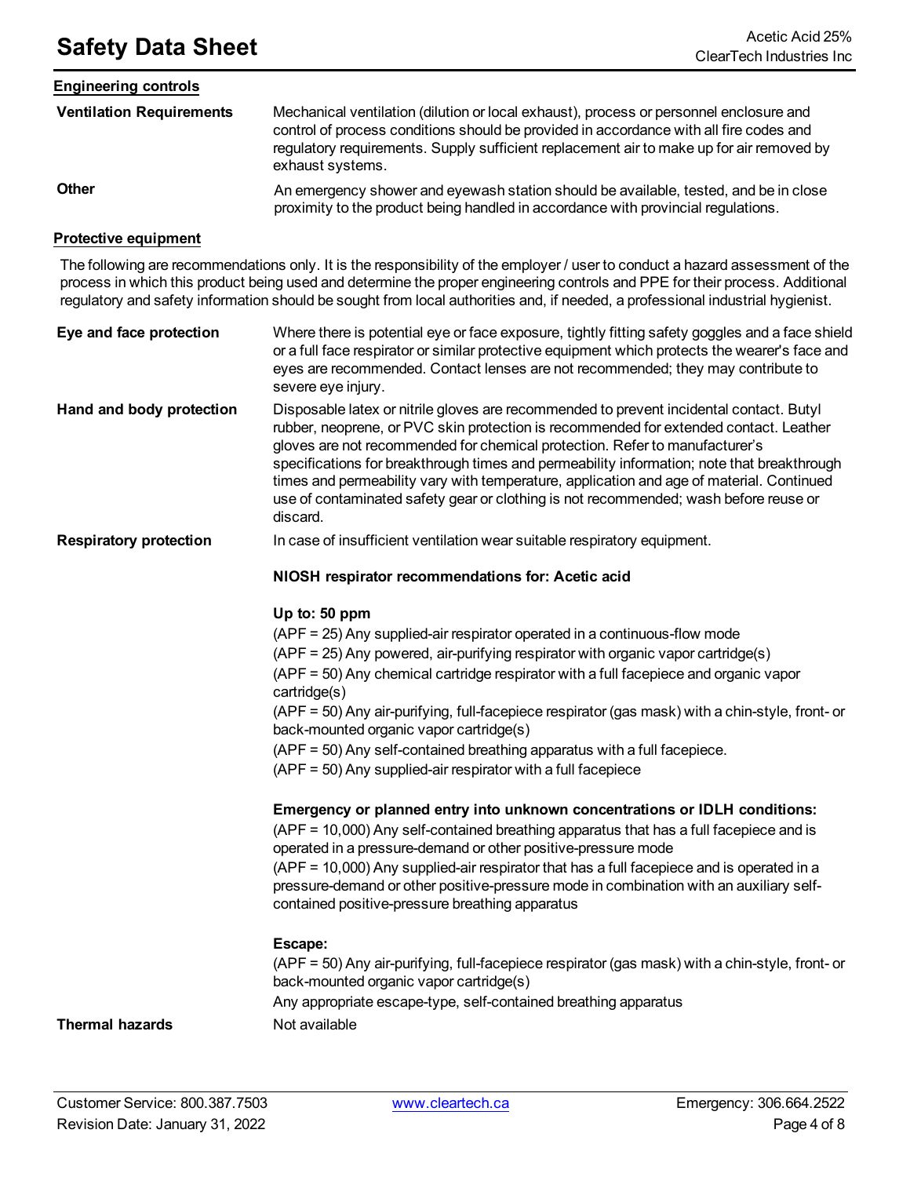#### Engineering controls

**Ventilation Requirements**

Mechanical ventilation (dilution or local exhaust), process or personnel enclosure and control of process conditions should be provided in accordance with all fire codes and regulatory requirements. Supply sufficient replacement air to make up for air removed by exhaust systems.

**Other**

An emergency shower and eyewash station should be available, tested, and be in close proximity to the product being handled in accordance with provincial regulations.

#### Protective equipment

The following are recommendations only. It is the responsibility of the employer / user to conduct a hazard assessment of the process in which this product being used and determine the proper engineering controls and PPE for their process. Additional regulatory and safety information should be sought from local authorities and, if needed, a professional industrial hygienist.

**Eye and face protection**

Where there is potential eye or face exposure, tightly fitting safety goggles and a face shield or a full face respirator or similar protective equipment which protects the wearer's face and eyes are recommended. Contact lenses are not recommended; they may contribute to severe eye injury.

**Hand and body protection**

Disposable latex or nitrile gloves are recommended to prevent incidental contact. Butyl rubber, neoprene, or PVC skin protection is recommended for extended contact. Leather gloves are not recommended for chemical protection. Refer to manufacturer's specifications for breakthrough times and permeability information; note that breakthrough times and permeability vary with temperature, application and age of material. Continued use of contaminated safety gear or clothing is not recommended; wash before reuse or discard.

**Respiratory protection**

In case of insufficient ventilation wear suitable respiratory equipment.

**NIOSH respirator recommendations for: Acetic acid**

**Up to: 50 ppm**

(APF = 25) Any supplied-air respirator operated in a continuous-flow mode

(APF = 25) Any powered, air-purifying respirator with organic vapor cartridge(s)

(APF = 50) Any chemical cartridge respirator with a full facepiece and organic vapor cartridge(s)

(APF = 50) Any air-purifying, full-facepiece respirator (gas mask) with a chin-style, front- or back-mounted organic vapor cartridge(s)

(APF = 50) Any self-contained breathing apparatus with a full facepiece.

(APF = 50) Any supplied-air respirator with a full facepiece

**Emergency or planned entry into unknown concentrations or IDLH conditions:**

(APF = 10,000) Any self-contained breathing apparatus that has a full facepiece and is operated in a pressure-demand or other positive-pressure mode

(APF = 10,000) Any supplied-air respirator that has a full facepiece and is operated in a pressure-demand or other positive-pressure mode in combination with an auxiliary self-contained positive-pressure breathing apparatus

**Escape:**

(APF = 50) Any air-purifying, full-facepiece respirator (gas mask) with a chin-style, front- or back-mounted organic vapor cartridge(s)

Any appropriate escape-type, self-contained breathing apparatus

**Thermal hazards**

Not available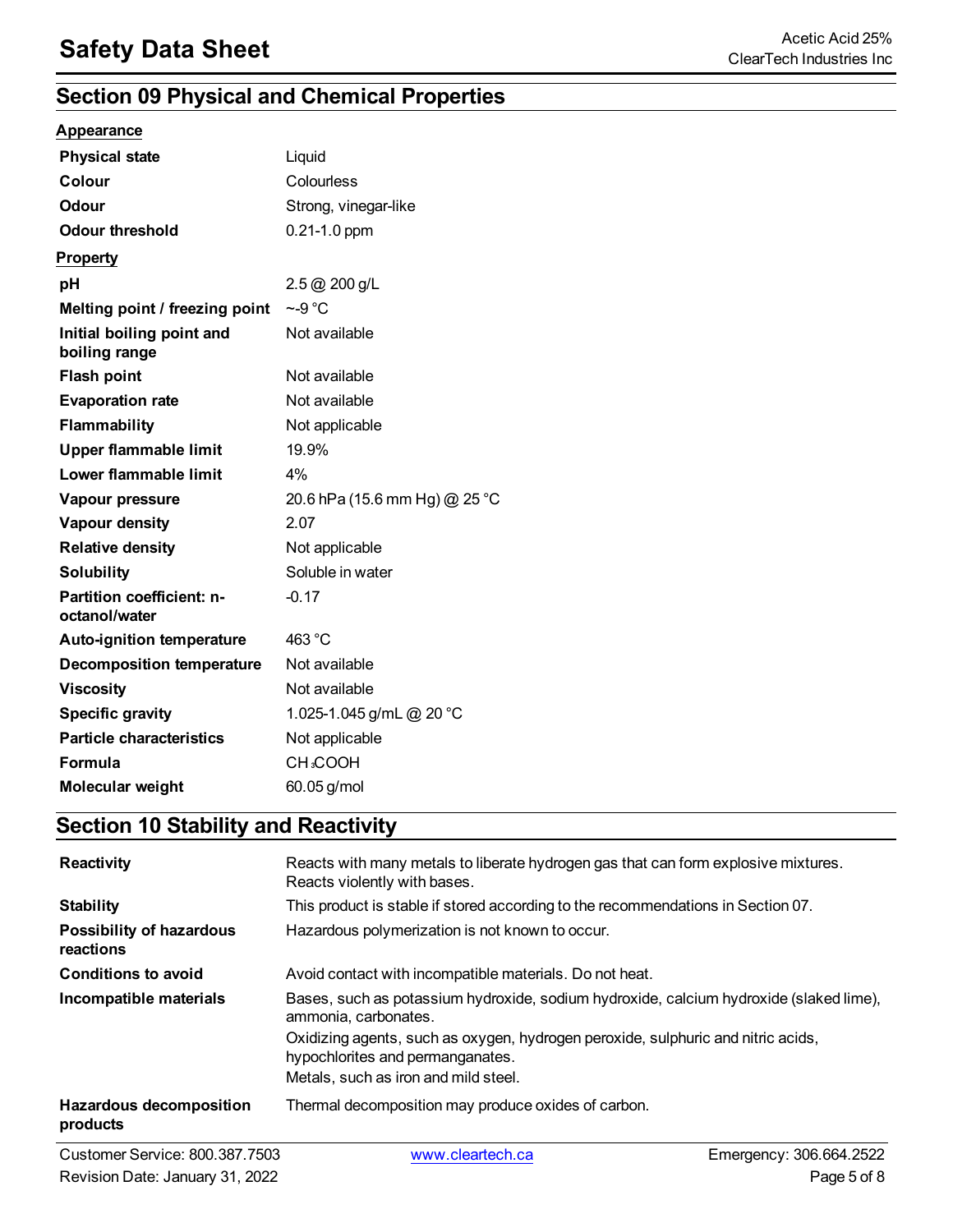## Section 09 Physical and Chemical Properties

### Appearance

| | |
|---|---|
| **Physical state** | Liquid |
| **Colour** | Colourless |
| **Odour** | Strong, vinegar-like |
| **Odour threshold** | 0.21-1.0 ppm |

### Property

| | |
|---|---|
| **pH** | 2.5 @ 200 g/L |
| **Melting point / freezing point** | ~-9 °C |
| **Initial boiling point and boiling range** | Not available |
| **Flash point** | Not available |
| **Evaporation rate** | Not available |
| **Flammability** | Not applicable |
| **Upper flammable limit** | 19.9% |
| **Lower flammable limit** | 4% |
| **Vapour pressure** | 20.6 hPa (15.6 mm Hg) @ 25 °C |
| **Vapour density** | 2.07 |
| **Relative density** | Not applicable |
| **Solubility** | Soluble in water |
| **Partition coefficient: n-octanol/water** | -0.17 |
| **Auto-ignition temperature** | 463 °C |
| **Decomposition temperature** | Not available |
| **Viscosity** | Not available |
| **Specific gravity** | 1.025-1.045 g/mL @ 20 °C |
| **Particle characteristics** | Not applicable |
| **Formula** | $CH_3COOH$ |
| **Molecular weight** | 60.05 g/mol |

## Section 10 Stability and Reactivity

| | |
|---|---|
| **Reactivity** | Reacts with many metals to liberate hydrogen gas that can form explosive mixtures. Reacts violently with bases. |
| **Stability** | This product is stable if stored according to the recommendations in Section 07. |
| **Possibility of hazardous reactions** | Hazardous polymerization is not known to occur. |
| **Conditions to avoid** | Avoid contact with incompatible materials. Do not heat. |
| **Incompatible materials** | Bases, such as potassium hydroxide, sodium hydroxide, calcium hydroxide (slaked lime), ammonia, carbonates.<br>Oxidizing agents, such as oxygen, hydrogen peroxide, sulphuric and nitric acids, hypochlorites and permanganates.<br>Metals, such as iron and mild steel. |
| **Hazardous decomposition products** | Thermal decomposition may produce oxides of carbon. |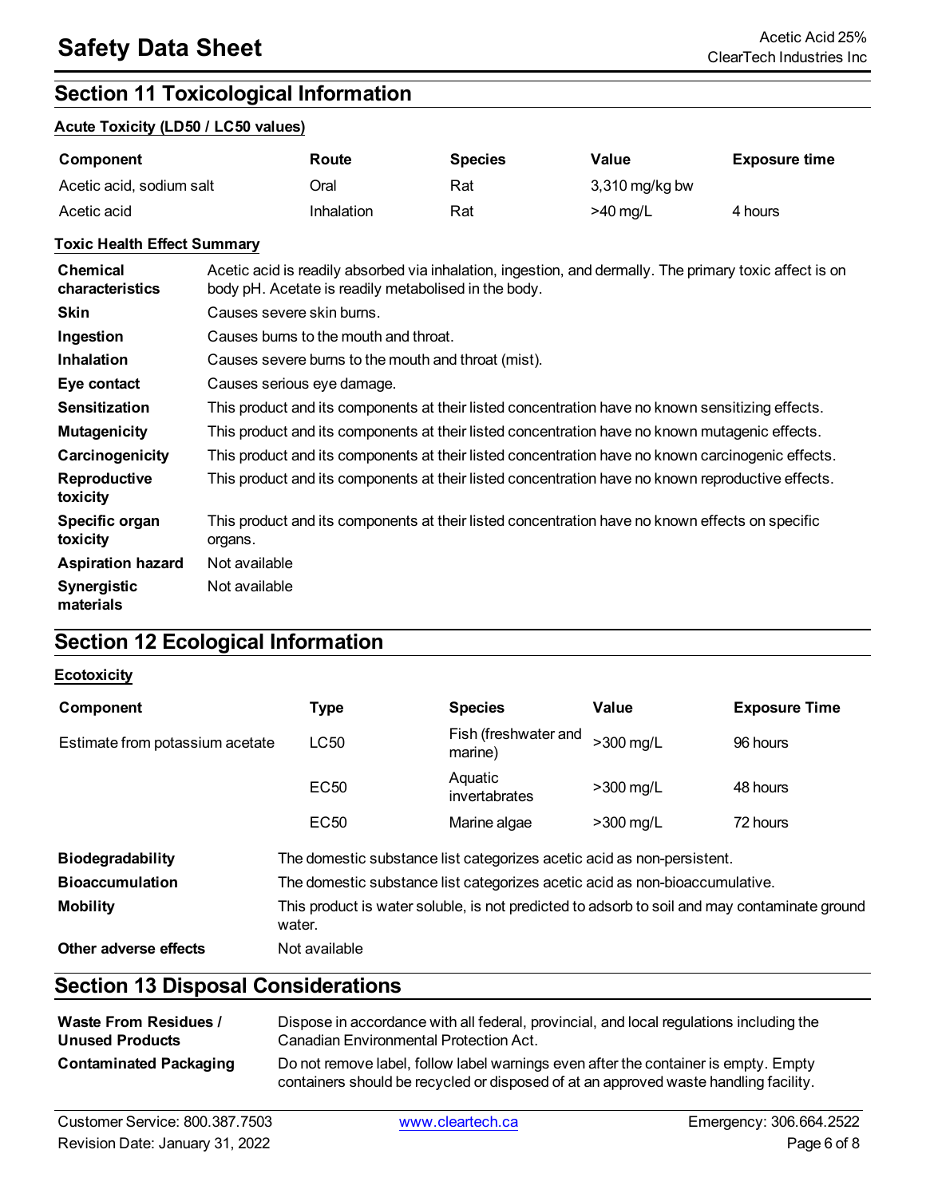## Section 11 Toxicological Information

**Acute Toxicity (LD50 / LC50 values)**

| Component | Route | Species | Value | Exposure time |
|---|---|---|---|---|
| Acetic acid, sodium salt | Oral | Rat | 3,310 mg/kg bw | |
| Acetic acid | Inhalation | Rat | >40 mg/L | 4 hours |

**Toxic Health Effect Summary**

| | |
|---|---|
| **Chemical characteristics** | Acetic acid is readily absorbed via inhalation, ingestion, and dermally. The primary toxic affect is on body pH. Acetate is readily metabolised in the body. |
| **Skin** | Causes severe skin burns. |
| **Ingestion** | Causes burns to the mouth and throat. |
| **Inhalation** | Causes severe burns to the mouth and throat (mist). |
| **Eye contact** | Causes serious eye damage. |
| **Sensitization** | This product and its components at their listed concentration have no known sensitizing effects. |
| **Mutagenicity** | This product and its components at their listed concentration have no known mutagenic effects. |
| **Carcinogenicity** | This product and its components at their listed concentration have no known carcinogenic effects. |
| **Reproductive toxicity** | This product and its components at their listed concentration have no known reproductive effects. |
| **Specific organ toxicity** | This product and its components at their listed concentration have no known effects on specific organs. |
| **Aspiration hazard** | Not available |
| **Synergistic materials** | Not available |

## Section 12 Ecological Information

**Ecotoxicity**

| Component | Type | Species | Value | Exposure Time |
|---|---|---|---|---|
| Estimate from potassium acetate | LC50 | Fish (freshwater and marine) | >300 mg/L | 96 hours |
| | EC50 | Aquatic invertabrates | >300 mg/L | 48 hours |
| | EC50 | Marine algae | >300 mg/L | 72 hours |

| | |
|---|---|
| **Biodegradability** | The domestic substance list categorizes acetic acid as non-persistent. |
| **Bioaccumulation** | The domestic substance list categorizes acetic acid as non-bioaccumulative. |
| **Mobility** | This product is water soluble, is not predicted to adsorb to soil and may contaminate ground water. |
| **Other adverse effects** | Not available |

## Section 13 Disposal Considerations

| | |
|---|---|
| **Waste From Residues / Unused Products** | Dispose in accordance with all federal, provincial, and local regulations including the Canadian Environmental Protection Act. |
| **Contaminated Packaging** | Do not remove label, follow label warnings even after the container is empty. Empty containers should be recycled or disposed of at an approved waste handling facility. |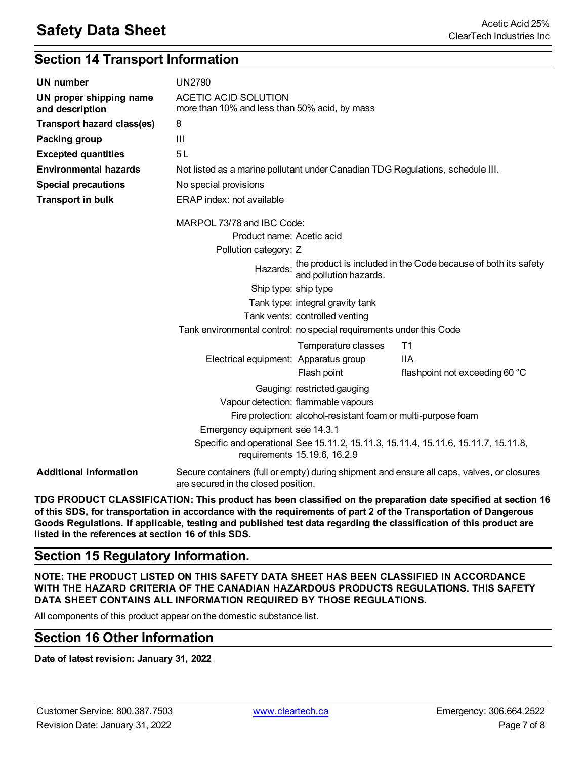## Section 14 Transport Information

| | |
|---|---|
| **UN number** | UN2790 |
| **UN proper shipping name and description** | ACETIC ACID SOLUTION<br>more than 10% and less than 50% acid, by mass |
| **Transport hazard class(es)** | 8 |
| **Packing group** | III |
| **Excepted quantities** | 5 L |
| **Environmental hazards** | Not listed as a marine pollutant under Canadian TDG Regulations, schedule III. |
| **Special precautions** | No special provisions |
| **Transport in bulk** | ERAP index: not available |

MARPOL 73/78 and IBC Code:

| | | |
|---|---|---|
| Product name: | Acetic acid | |
| Pollution category: | Z | |
| Hazards: | the product is included in the Code because of both its safety and pollution hazards. | |
| Ship type: | ship type | |
| Tank type: | integral gravity tank | |
| Tank vents: | controlled venting | |
| Tank environmental control: | no special requirements under this Code | |
| Electrical equipment: | Temperature classes | T1 |
| | Apparatus group | IIA |
| | Flash point | flashpoint not exceeding 60 °C |
| Gauging: | restricted gauging | |
| Vapour detection: | flammable vapours | |
| Fire protection: | alcohol-resistant foam or multi-purpose foam | |
| Emergency equipment | see 14.3.1 | |
| Specific and operational requirements | See 15.11.2, 15.11.3, 15.11.4, 15.11.6, 15.11.7, 15.11.8, 15.19.6, 16.2.9 | |

**Additional information** Secure containers (full or empty) during shipment and ensure all caps, valves, or closures are secured in the closed position.

**TDG PRODUCT CLASSIFICATION: This product has been classified on the preparation date specified at section 16 of this SDS, for transportation in accordance with the requirements of part 2 of the Transportation of Dangerous Goods Regulations. If applicable, testing and published test data regarding the classification of this product are listed in the references at section 16 of this SDS.**

## Section 15 Regulatory Information.

**NOTE: THE PRODUCT LISTED ON THIS SAFETY DATA SHEET HAS BEEN CLASSIFIED IN ACCORDANCE WITH THE HAZARD CRITERIA OF THE CANADIAN HAZARDOUS PRODUCTS REGULATIONS. THIS SAFETY DATA SHEET CONTAINS ALL INFORMATION REQUIRED BY THOSE REGULATIONS.**

All components of this product appear on the domestic substance list.

## Section 16 Other Information

**Date of latest revision: January 31, 2022**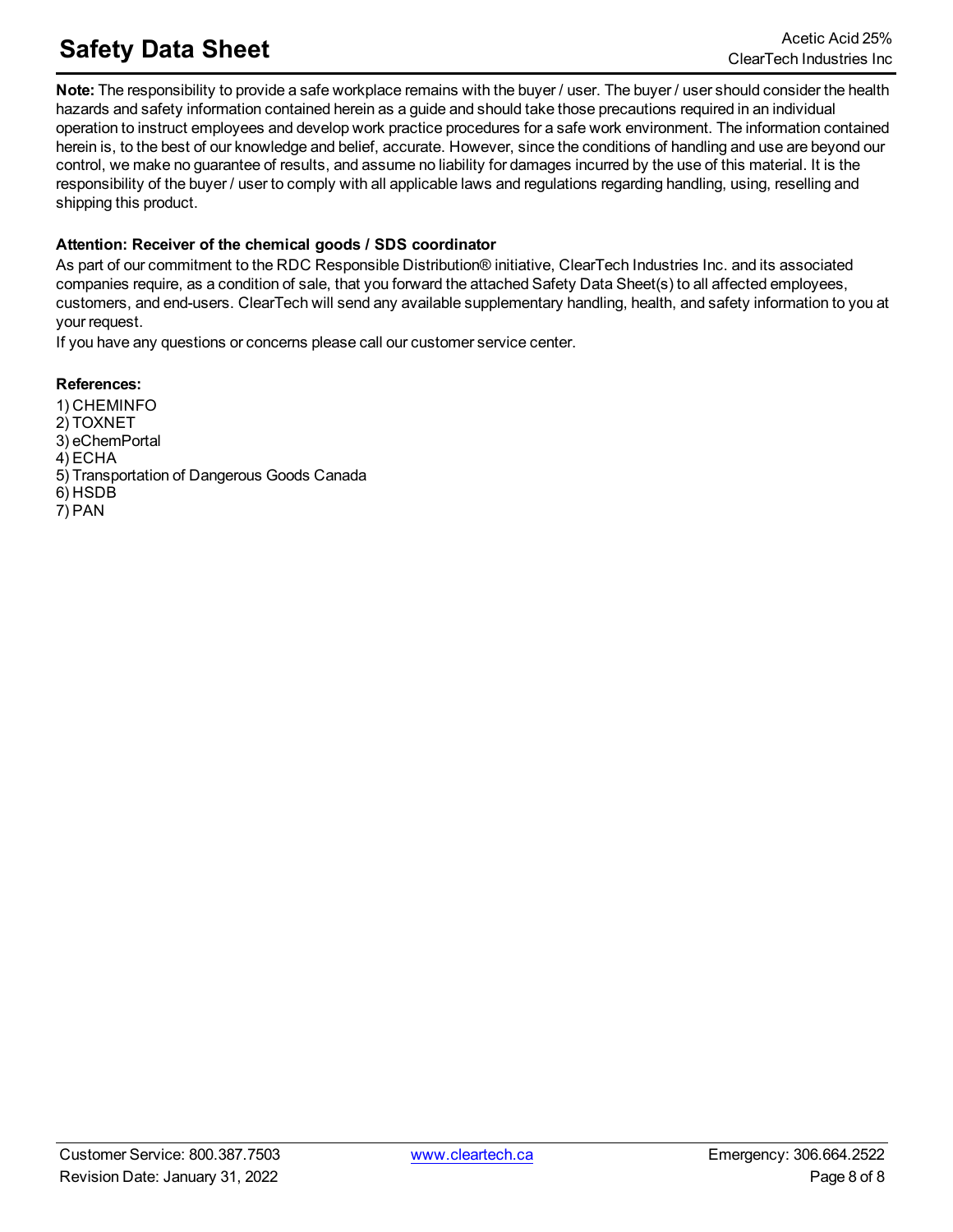**Note:** The responsibility to provide a safe workplace remains with the buyer / user. The buyer / user should consider the health hazards and safety information contained herein as a guide and should take those precautions required in an individual operation to instruct employees and develop work practice procedures for a safe work environment. The information contained herein is, to the best of our knowledge and belief, accurate. However, since the conditions of handling and use are beyond our control, we make no guarantee of results, and assume no liability for damages incurred by the use of this material. It is the responsibility of the buyer / user to comply with all applicable laws and regulations regarding handling, using, reselling and shipping this product.

**Attention: Receiver of the chemical goods / SDS coordinator**

As part of our commitment to the RDC Responsible Distribution® initiative, ClearTech Industries Inc. and its associated companies require, as a condition of sale, that you forward the attached Safety Data Sheet(s) to all affected employees, customers, and end-users. ClearTech will send any available supplementary handling, health, and safety information to you at your request.

If you have any questions or concerns please call our customer service center.

**References:**

1) CHEMINFO
2) TOXNET
3) eChemPortal
4) ECHA
5) Transportation of Dangerous Goods Canada
6) HSDB
7) PAN